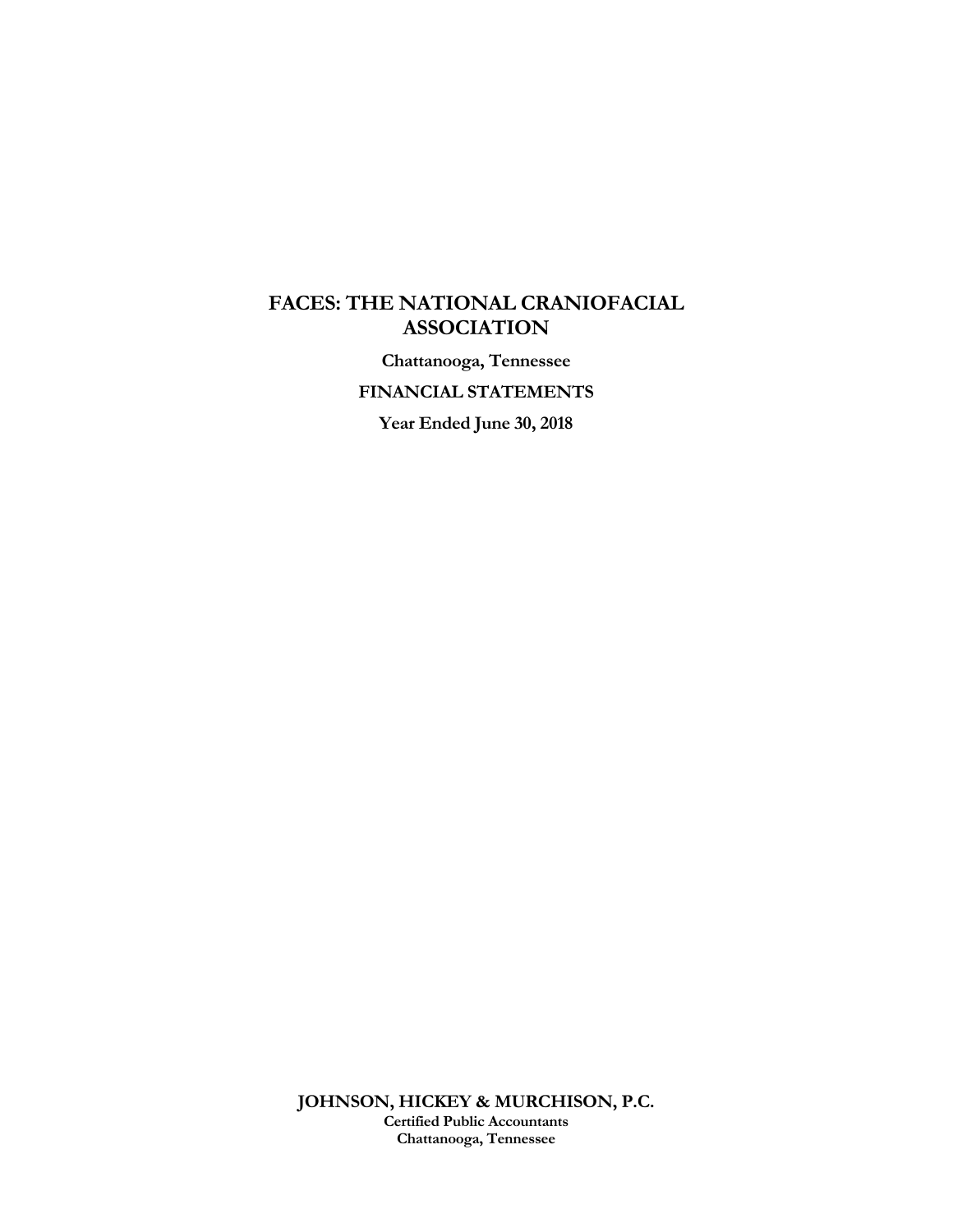# FACES: THE NATIONAL CRANIOFACIAL ASSOCIATION

**Chattanooga, Tennessee**

**FINANCIAL STATEMENTS**

**Year Ended June 30, 2018**

**JOHNSON, HICKEY & MURCHISON, P.C.**
**Certified Public Accountants**
**Chattanooga, Tennessee**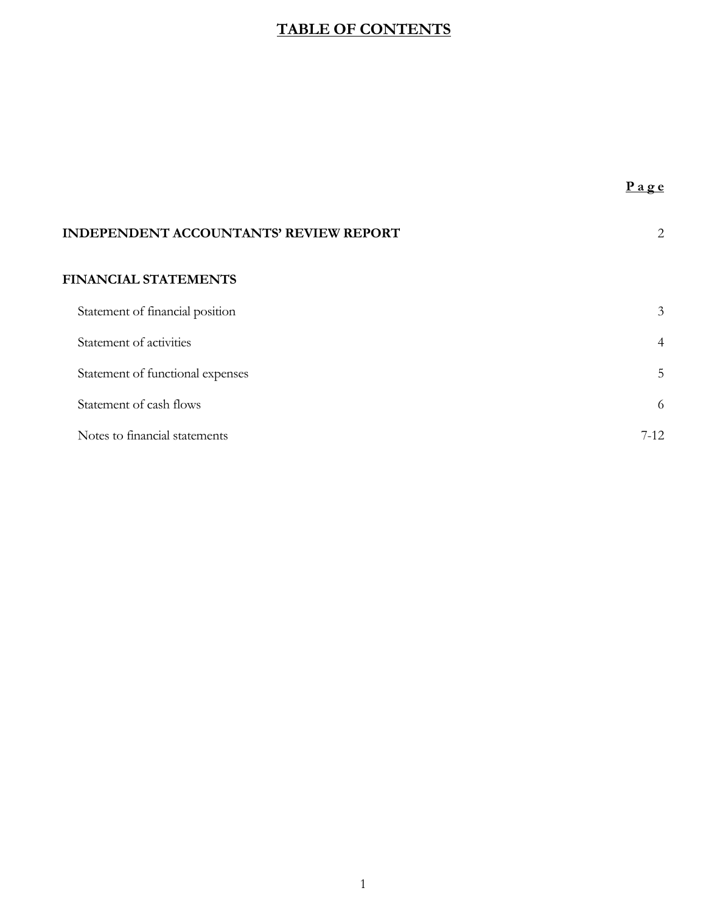# TABLE OF CONTENTS

| | **Page** |
|---|---|
| **INDEPENDENT ACCOUNTANTS' REVIEW REPORT** | 2 |
| **FINANCIAL STATEMENTS** | |
| Statement of financial position | 3 |
| Statement of activities | 4 |
| Statement of functional expenses | 5 |
| Statement of cash flows | 6 |
| Notes to financial statements | 7-12 |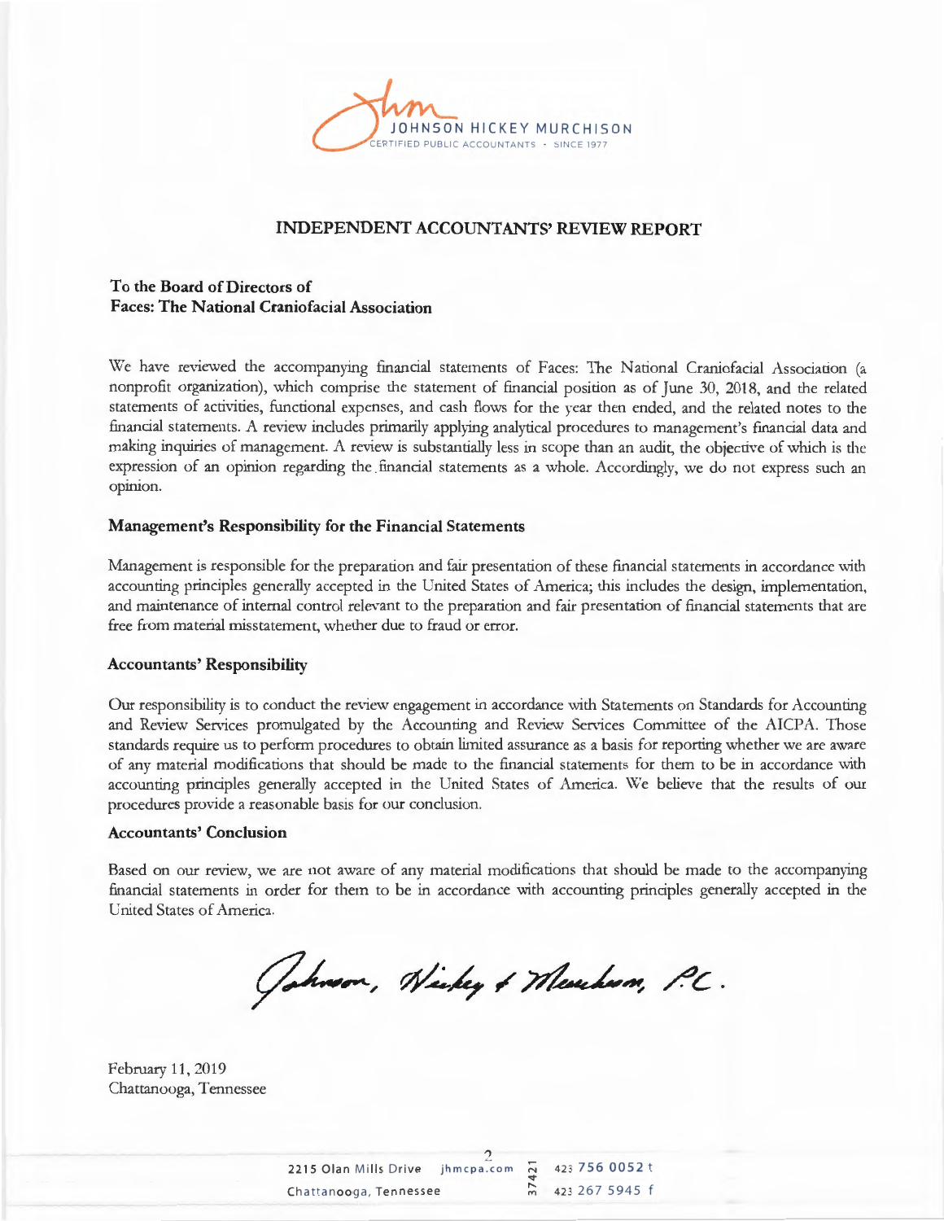JOHNSON HICKEY MURCHISON
CERTIFIED PUBLIC ACCOUNTANTS · SINCE 1977

# INDEPENDENT ACCOUNTANTS' REVIEW REPORT

**To the Board of Directors of**
**Faces: The National Craniofacial Association**

We have reviewed the accompanying financial statements of Faces: The National Craniofacial Association (a nonprofit organization), which comprise the statement of financial position as of June 30, 2018, and the related statements of activities, functional expenses, and cash flows for the year then ended, and the related notes to the financial statements. A review includes primarily applying analytical procedures to management's financial data and making inquiries of management. A review is substantially less in scope than an audit, the objective of which is the expression of an opinion regarding the financial statements as a whole. Accordingly, we do not express such an opinion.

## Management's Responsibility for the Financial Statements

Management is responsible for the preparation and fair presentation of these financial statements in accordance with accounting principles generally accepted in the United States of America; this includes the design, implementation, and maintenance of internal control relevant to the preparation and fair presentation of financial statements that are free from material misstatement, whether due to fraud or error.

## Accountants' Responsibility

Our responsibility is to conduct the review engagement in accordance with Statements on Standards for Accounting and Review Services promulgated by the Accounting and Review Services Committee of the AICPA. Those standards require us to perform procedures to obtain limited assurance as a basis for reporting whether we are aware of any material modifications that should be made to the financial statements for them to be in accordance with accounting principles generally accepted in the United States of America. We believe that the results of our procedures provide a reasonable basis for our conclusion.

## Accountants' Conclusion

Based on our review, we are not aware of any material modifications that should be made to the accompanying financial statements in order for them to be in accordance with accounting principles generally accepted in the United States of America.

*Johnson, Hickey & Murchison, P.C.*

February 11, 2019
Chattanooga, Tennessee

2215 Olan Mills Drive | jhmcpa.com | 423 756 0052 t
Chattanooga, Tennessee 37421 | 423 267 5945 f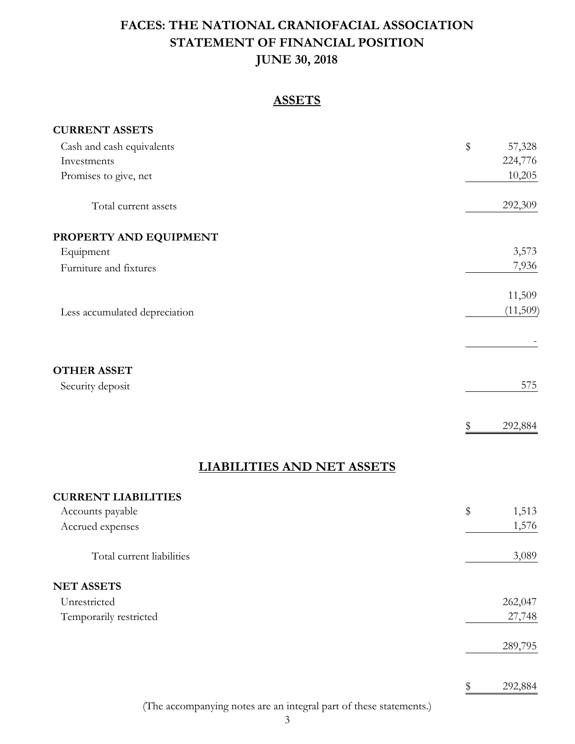# FACES: THE NATIONAL CRANIOFACIAL ASSOCIATION
# STATEMENT OF FINANCIAL POSITION
# JUNE 30, 2018

## ASSETS

| | |
|---|---|
| **CURRENT ASSETS** | |
| Cash and cash equivalents | $ 57,328 |
| Investments | 224,776 |
| Promises to give, net | 10,205 |
| Total current assets | 292,309 |
| **PROPERTY AND EQUIPMENT** | |
| Equipment | 3,573 |
| Furniture and fixtures | 7,936 |
| | 11,509 |
| Less accumulated depreciation | (11,509) |
| | - |
| **OTHER ASSET** | |
| Security deposit | 575 |
| | $ 292,884 |

## LIABILITIES AND NET ASSETS

| | |
|---|---|
| **CURRENT LIABILITIES** | |
| Accounts payable | $ 1,513 |
| Accrued expenses | 1,576 |
| Total current liabilities | 3,089 |
| **NET ASSETS** | |
| Unrestricted | 262,047 |
| Temporarily restricted | 27,748 |
| | 289,795 |
| | $ 292,884 |

(The accompanying notes are an integral part of these statements.)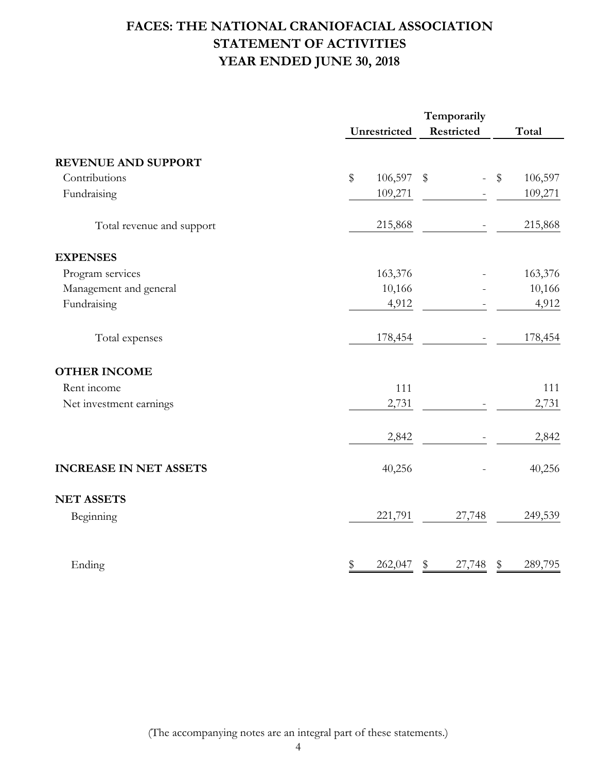# FACES: THE NATIONAL CRANIOFACIAL ASSOCIATION
# STATEMENT OF ACTIVITIES
# YEAR ENDED JUNE 30, 2018

| | Unrestricted | Temporarily Restricted | Total |
|---|---|---|---|
| **REVENUE AND SUPPORT** | | | |
| Contributions | $ 106,597 | $ - | $ 106,597 |
| Fundraising | 109,271 | - | 109,271 |
| Total revenue and support | 215,868 | - | 215,868 |
| **EXPENSES** | | | |
| Program services | 163,376 | - | 163,376 |
| Management and general | 10,166 | - | 10,166 |
| Fundraising | 4,912 | - | 4,912 |
| Total expenses | 178,454 | - | 178,454 |
| **OTHER INCOME** | | | |
| Rent income | 111 | | 111 |
| Net investment earnings | 2,731 | - | 2,731 |
| | 2,842 | - | 2,842 |
| **INCREASE IN NET ASSETS** | 40,256 | - | 40,256 |
| **NET ASSETS** | | | |
| Beginning | 221,791 | 27,748 | 249,539 |
| Ending | $ 262,047 | $ 27,748 | $ 289,795 |

(The accompanying notes are an integral part of these statements.)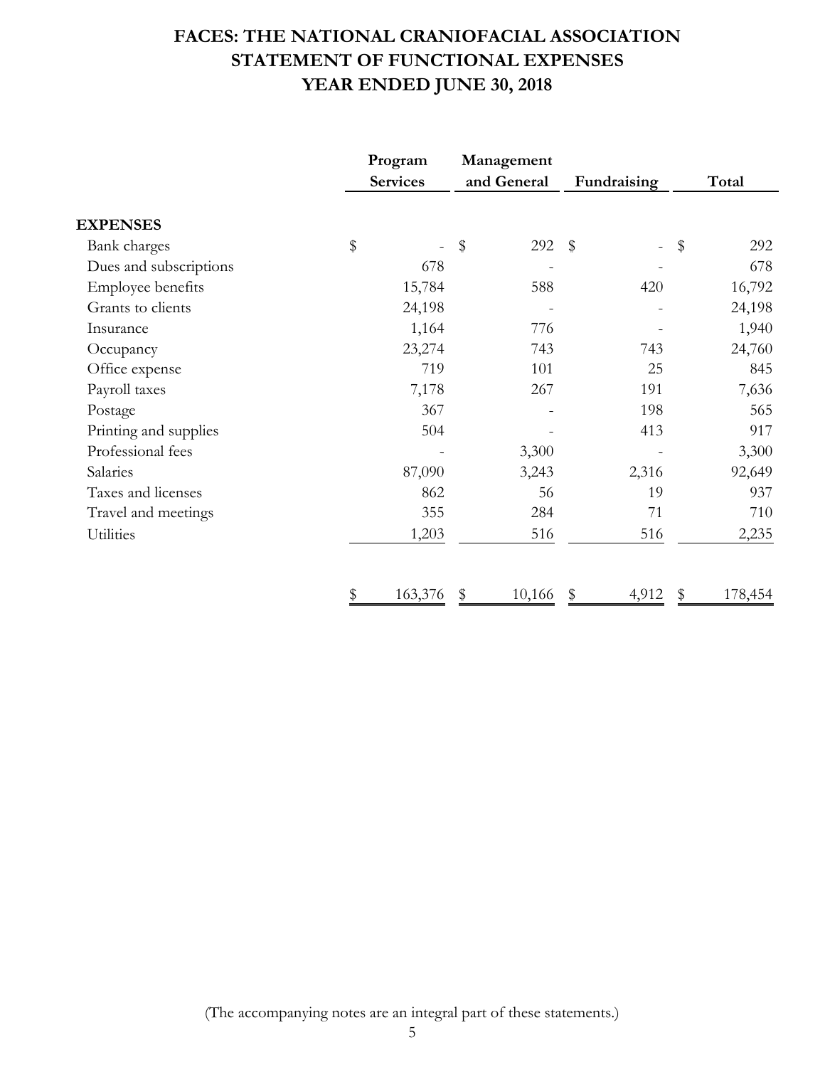# FACES: THE NATIONAL CRANIOFACIAL ASSOCIATION
# STATEMENT OF FUNCTIONAL EXPENSES
# YEAR ENDED JUNE 30, 2018

| | Program Services | Management and General | Fundraising | Total |
|---|---|---|---|---|
| **EXPENSES** | | | | |
| Bank charges | $ - | $ 292 | $ - | $ 292 |
| Dues and subscriptions | 678 | - | - | 678 |
| Employee benefits | 15,784 | 588 | 420 | 16,792 |
| Grants to clients | 24,198 | - | - | 24,198 |
| Insurance | 1,164 | 776 | - | 1,940 |
| Occupancy | 23,274 | 743 | 743 | 24,760 |
| Office expense | 719 | 101 | 25 | 845 |
| Payroll taxes | 7,178 | 267 | 191 | 7,636 |
| Postage | 367 | - | 198 | 565 |
| Printing and supplies | 504 | - | 413 | 917 |
| Professional fees | - | 3,300 | - | 3,300 |
| Salaries | 87,090 | 3,243 | 2,316 | 92,649 |
| Taxes and licenses | 862 | 56 | 19 | 937 |
| Travel and meetings | 355 | 284 | 71 | 710 |
| Utilities | 1,203 | 516 | 516 | 2,235 |
| | $ 163,376 | $ 10,166 | $ 4,912 | $ 178,454 |

(The accompanying notes are an integral part of these statements.)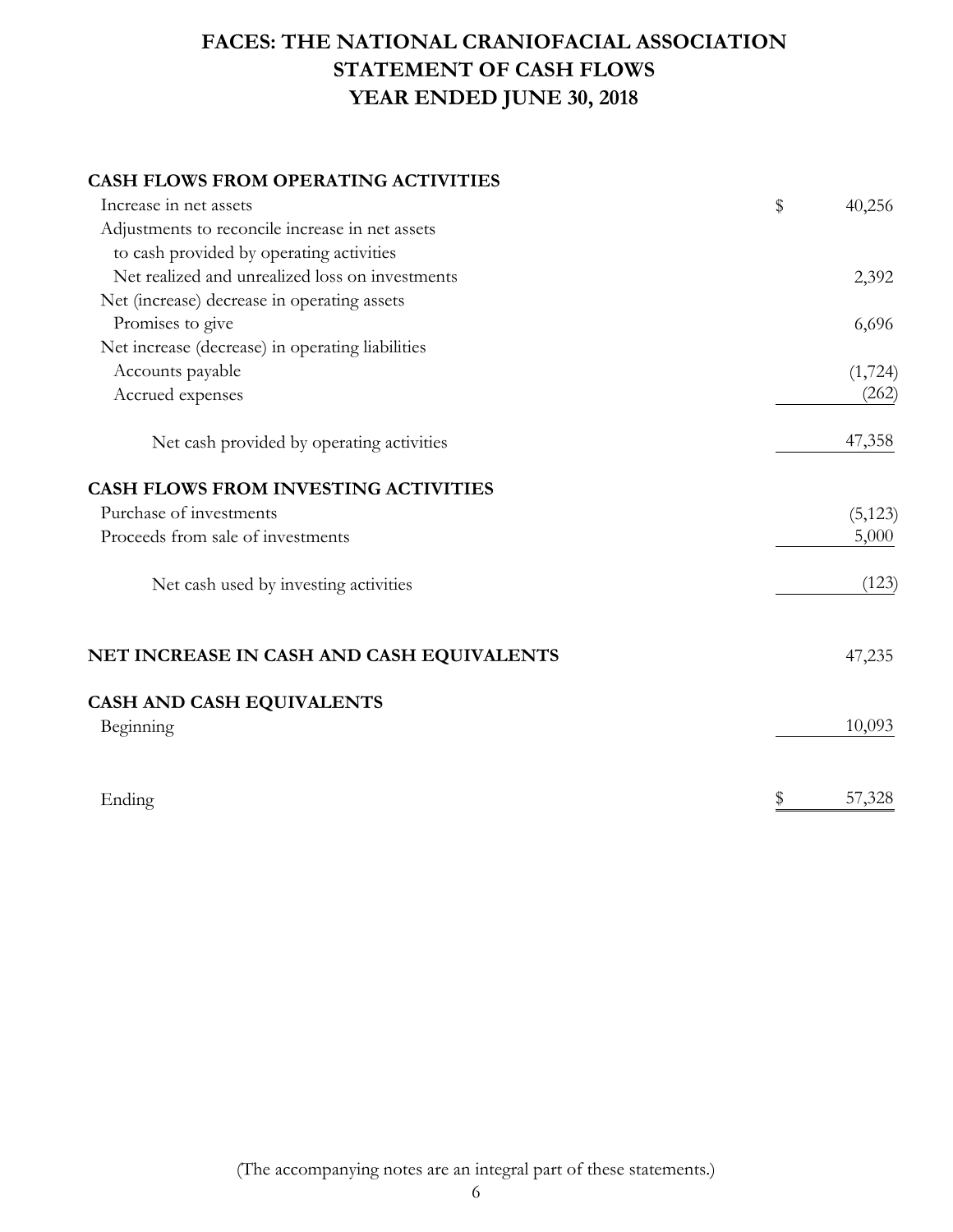# FACES: THE NATIONAL CRANIOFACIAL ASSOCIATION
# STATEMENT OF CASH FLOWS
# YEAR ENDED JUNE 30, 2018

| | |
|---|---|
| **CASH FLOWS FROM OPERATING ACTIVITIES** | |
| Increase in net assets | $ 40,256 |
| Adjustments to reconcile increase in net assets to cash provided by operating activities | |
| Net realized and unrealized loss on investments | 2,392 |
| Net (increase) decrease in operating assets | |
| Promises to give | 6,696 |
| Net increase (decrease) in operating liabilities | |
| Accounts payable | (1,724) |
| Accrued expenses | (262) |
| Net cash provided by operating activities | 47,358 |
| **CASH FLOWS FROM INVESTING ACTIVITIES** | |
| Purchase of investments | (5,123) |
| Proceeds from sale of investments | 5,000 |
| Net cash used by investing activities | (123) |
| **NET INCREASE IN CASH AND CASH EQUIVALENTS** | 47,235 |
| **CASH AND CASH EQUIVALENTS** | |
| Beginning | 10,093 |
| Ending | $ 57,328 |

(The accompanying notes are an integral part of these statements.)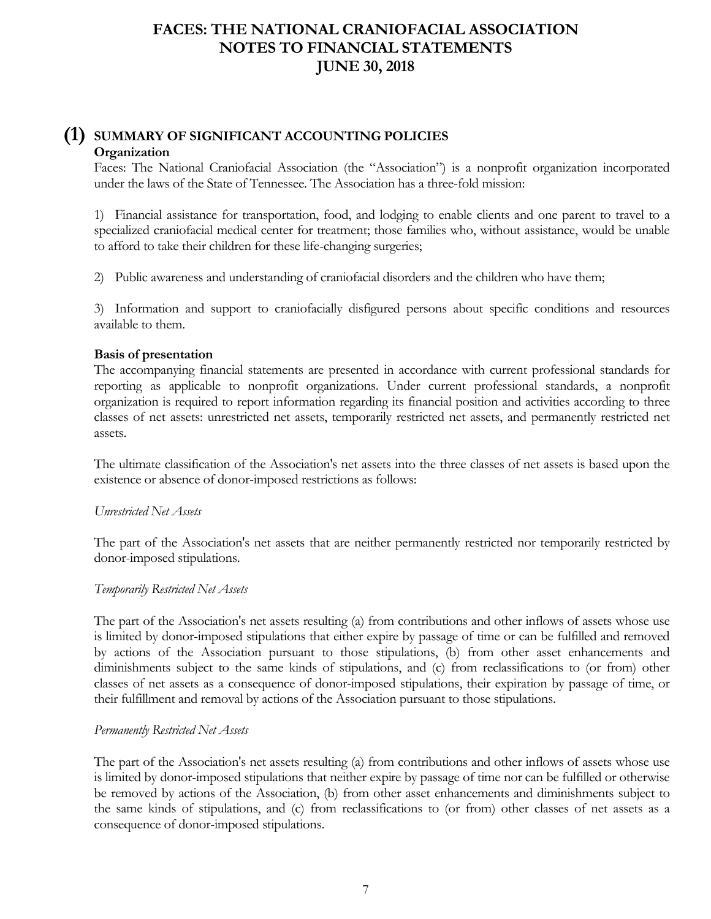# FACES: THE NATIONAL CRANIOFACIAL ASSOCIATION
# NOTES TO FINANCIAL STATEMENTS
# JUNE 30, 2018

## (1) SUMMARY OF SIGNIFICANT ACCOUNTING POLICIES

**Organization**

Faces: The National Craniofacial Association (the "Association") is a nonprofit organization incorporated under the laws of the State of Tennessee. The Association has a three-fold mission:

1) Financial assistance for transportation, food, and lodging to enable clients and one parent to travel to a specialized craniofacial medical center for treatment; those families who, without assistance, would be unable to afford to take their children for these life-changing surgeries;

2) Public awareness and understanding of craniofacial disorders and the children who have them;

3) Information and support to craniofacially disfigured persons about specific conditions and resources available to them.

**Basis of presentation**

The accompanying financial statements are presented in accordance with current professional standards for reporting as applicable to nonprofit organizations. Under current professional standards, a nonprofit organization is required to report information regarding its financial position and activities according to three classes of net assets: unrestricted net assets, temporarily restricted net assets, and permanently restricted net assets.

The ultimate classification of the Association's net assets into the three classes of net assets is based upon the existence or absence of donor-imposed restrictions as follows:

*Unrestricted Net Assets*

The part of the Association's net assets that are neither permanently restricted nor temporarily restricted by donor-imposed stipulations.

*Temporarily Restricted Net Assets*

The part of the Association's net assets resulting (a) from contributions and other inflows of assets whose use is limited by donor-imposed stipulations that either expire by passage of time or can be fulfilled and removed by actions of the Association pursuant to those stipulations, (b) from other asset enhancements and diminishments subject to the same kinds of stipulations, and (c) from reclassifications to (or from) other classes of net assets as a consequence of donor-imposed stipulations, their expiration by passage of time, or their fulfillment and removal by actions of the Association pursuant to those stipulations.

*Permanently Restricted Net Assets*

The part of the Association's net assets resulting (a) from contributions and other inflows of assets whose use is limited by donor-imposed stipulations that neither expire by passage of time nor can be fulfilled or otherwise be removed by actions of the Association, (b) from other asset enhancements and diminishments subject to the same kinds of stipulations, and (c) from reclassifications to (or from) other classes of net assets as a consequence of donor-imposed stipulations.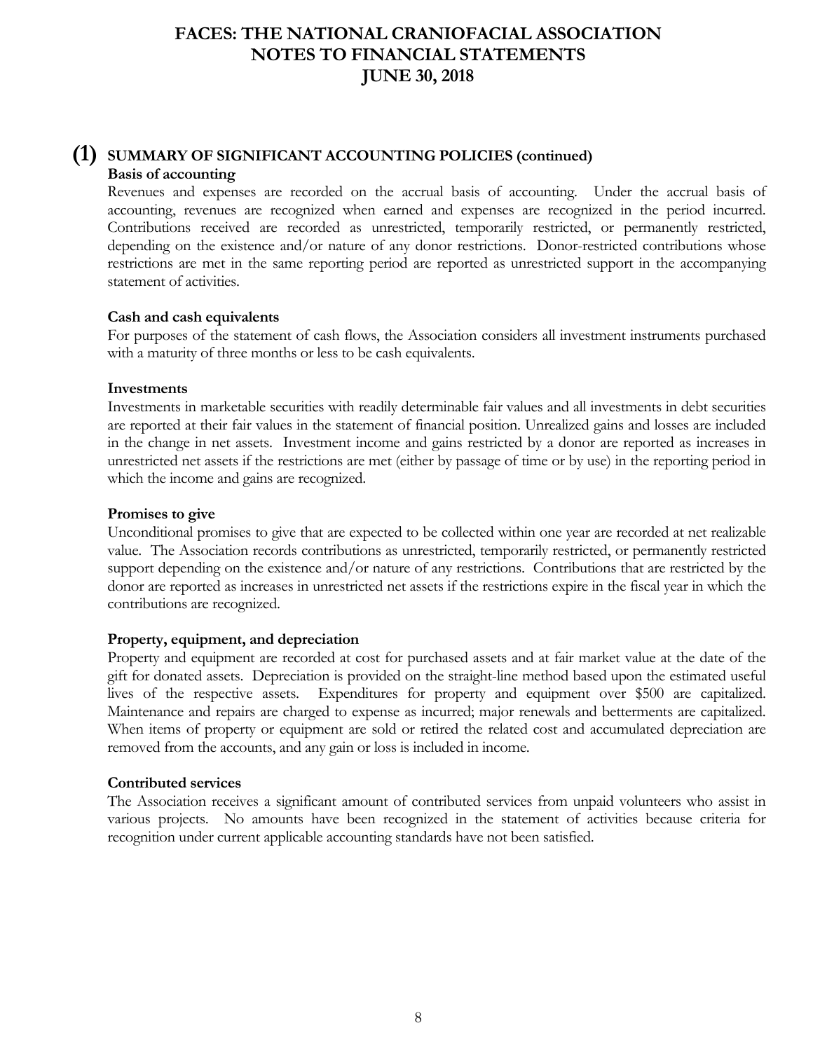# FACES: THE NATIONAL CRANIOFACIAL ASSOCIATION
# NOTES TO FINANCIAL STATEMENTS
# JUNE 30, 2018

## (1) SUMMARY OF SIGNIFICANT ACCOUNTING POLICIES (continued)

**Basis of accounting**

Revenues and expenses are recorded on the accrual basis of accounting. Under the accrual basis of accounting, revenues are recognized when earned and expenses are recognized in the period incurred. Contributions received are recorded as unrestricted, temporarily restricted, or permanently restricted, depending on the existence and/or nature of any donor restrictions. Donor-restricted contributions whose restrictions are met in the same reporting period are reported as unrestricted support in the accompanying statement of activities.

**Cash and cash equivalents**

For purposes of the statement of cash flows, the Association considers all investment instruments purchased with a maturity of three months or less to be cash equivalents.

**Investments**

Investments in marketable securities with readily determinable fair values and all investments in debt securities are reported at their fair values in the statement of financial position. Unrealized gains and losses are included in the change in net assets. Investment income and gains restricted by a donor are reported as increases in unrestricted net assets if the restrictions are met (either by passage of time or by use) in the reporting period in which the income and gains are recognized.

**Promises to give**

Unconditional promises to give that are expected to be collected within one year are recorded at net realizable value. The Association records contributions as unrestricted, temporarily restricted, or permanently restricted support depending on the existence and/or nature of any restrictions. Contributions that are restricted by the donor are reported as increases in unrestricted net assets if the restrictions expire in the fiscal year in which the contributions are recognized.

**Property, equipment, and depreciation**

Property and equipment are recorded at cost for purchased assets and at fair market value at the date of the gift for donated assets. Depreciation is provided on the straight-line method based upon the estimated useful lives of the respective assets. Expenditures for property and equipment over $500 are capitalized. Maintenance and repairs are charged to expense as incurred; major renewals and betterments are capitalized. When items of property or equipment are sold or retired the related cost and accumulated depreciation are removed from the accounts, and any gain or loss is included in income.

**Contributed services**

The Association receives a significant amount of contributed services from unpaid volunteers who assist in various projects. No amounts have been recognized in the statement of activities because criteria for recognition under current applicable accounting standards have not been satisfied.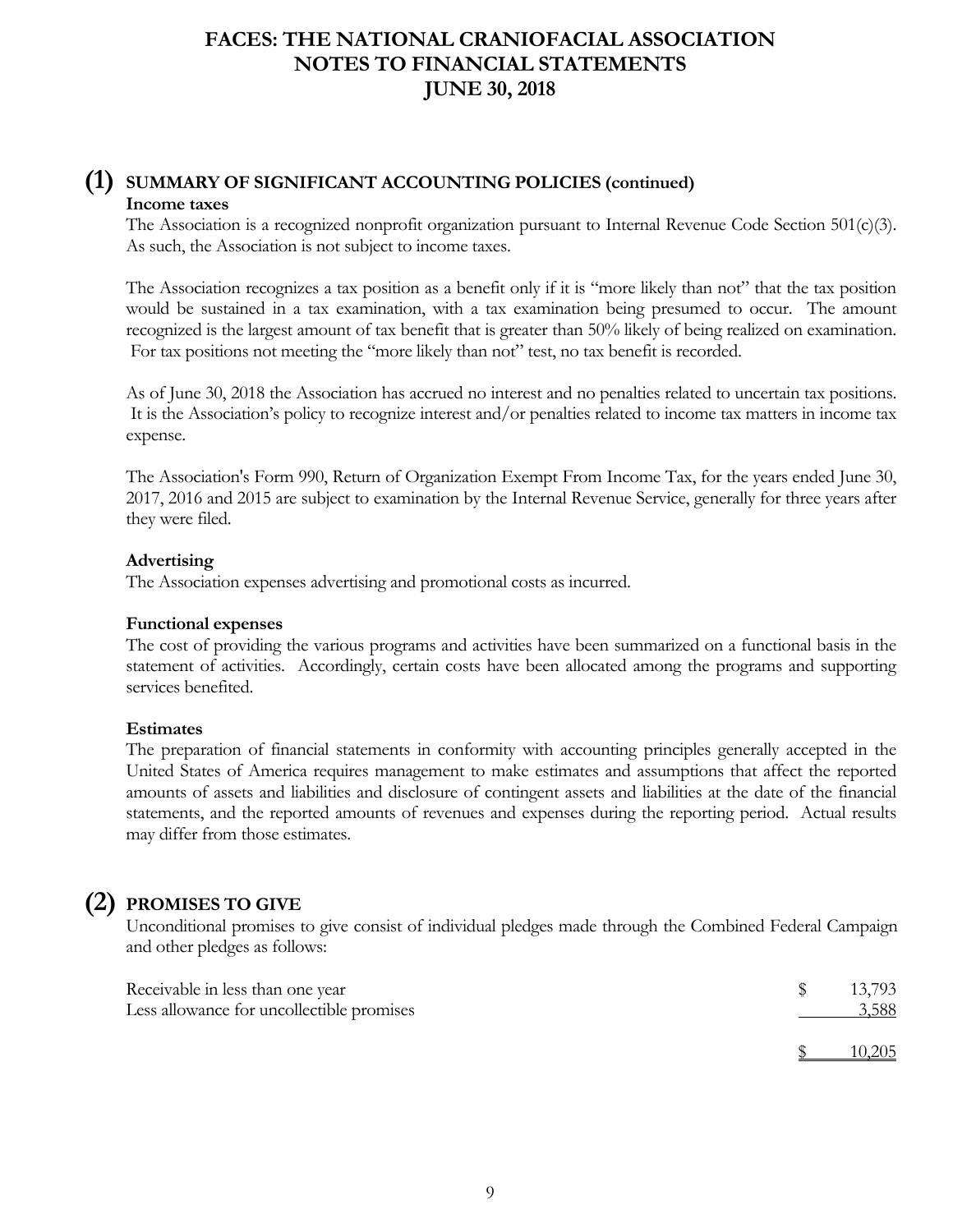# FACES: THE NATIONAL CRANIOFACIAL ASSOCIATION
# NOTES TO FINANCIAL STATEMENTS
# JUNE 30, 2018

## (1) SUMMARY OF SIGNIFICANT ACCOUNTING POLICIES (continued)

**Income taxes**

The Association is a recognized nonprofit organization pursuant to Internal Revenue Code Section 501(c)(3). As such, the Association is not subject to income taxes.

The Association recognizes a tax position as a benefit only if it is "more likely than not" that the tax position would be sustained in a tax examination, with a tax examination being presumed to occur. The amount recognized is the largest amount of tax benefit that is greater than 50% likely of being realized on examination. For tax positions not meeting the "more likely than not" test, no tax benefit is recorded.

As of June 30, 2018 the Association has accrued no interest and no penalties related to uncertain tax positions. It is the Association's policy to recognize interest and/or penalties related to income tax matters in income tax expense.

The Association's Form 990, Return of Organization Exempt From Income Tax, for the years ended June 30, 2017, 2016 and 2015 are subject to examination by the Internal Revenue Service, generally for three years after they were filed.

**Advertising**

The Association expenses advertising and promotional costs as incurred.

**Functional expenses**

The cost of providing the various programs and activities have been summarized on a functional basis in the statement of activities. Accordingly, certain costs have been allocated among the programs and supporting services benefited.

**Estimates**

The preparation of financial statements in conformity with accounting principles generally accepted in the United States of America requires management to make estimates and assumptions that affect the reported amounts of assets and liabilities and disclosure of contingent assets and liabilities at the date of the financial statements, and the reported amounts of revenues and expenses during the reporting period. Actual results may differ from those estimates.

## (2) PROMISES TO GIVE

Unconditional promises to give consist of individual pledges made through the Combined Federal Campaign and other pledges as follows:

| | |
|---|---|
| Receivable in less than one year | $ 13,793 |
| Less allowance for uncollectible promises | 3,588 |
| | $ 10,205 |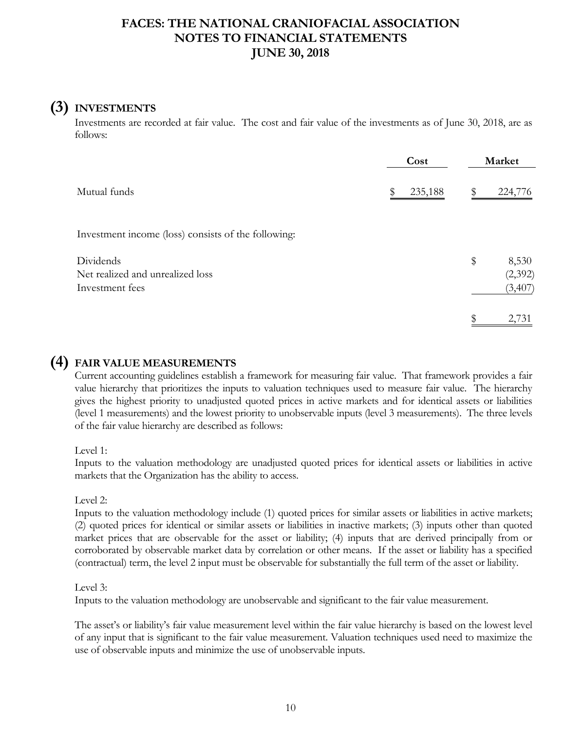# FACES: THE NATIONAL CRANIOFACIAL ASSOCIATION
## NOTES TO FINANCIAL STATEMENTS
## JUNE 30, 2018

## (3) INVESTMENTS

Investments are recorded at fair value. The cost and fair value of the investments as of June 30, 2018, are as follows:

| | Cost | Market |
|---|---|---|
| Mutual funds | $ 235,188 | $ 224,776 |

Investment income (loss) consists of the following:

| | |
|---|---|
| Dividends | $ 8,530 |
| Net realized and unrealized loss | (2,392) |
| Investment fees | (3,407) |
| | $ 2,731 |

## (4) FAIR VALUE MEASUREMENTS

Current accounting guidelines establish a framework for measuring fair value. That framework provides a fair value hierarchy that prioritizes the inputs to valuation techniques used to measure fair value. The hierarchy gives the highest priority to unadjusted quoted prices in active markets and for identical assets or liabilities (level 1 measurements) and the lowest priority to unobservable inputs (level 3 measurements). The three levels of the fair value hierarchy are described as follows:

Level 1:
Inputs to the valuation methodology are unadjusted quoted prices for identical assets or liabilities in active markets that the Organization has the ability to access.

Level 2:
Inputs to the valuation methodology include (1) quoted prices for similar assets or liabilities in active markets; (2) quoted prices for identical or similar assets or liabilities in inactive markets; (3) inputs other than quoted market prices that are observable for the asset or liability; (4) inputs that are derived principally from or corroborated by observable market data by correlation or other means. If the asset or liability has a specified (contractual) term, the level 2 input must be observable for substantially the full term of the asset or liability.

Level 3:
Inputs to the valuation methodology are unobservable and significant to the fair value measurement.

The asset's or liability's fair value measurement level within the fair value hierarchy is based on the lowest level of any input that is significant to the fair value measurement. Valuation techniques used need to maximize the use of observable inputs and minimize the use of unobservable inputs.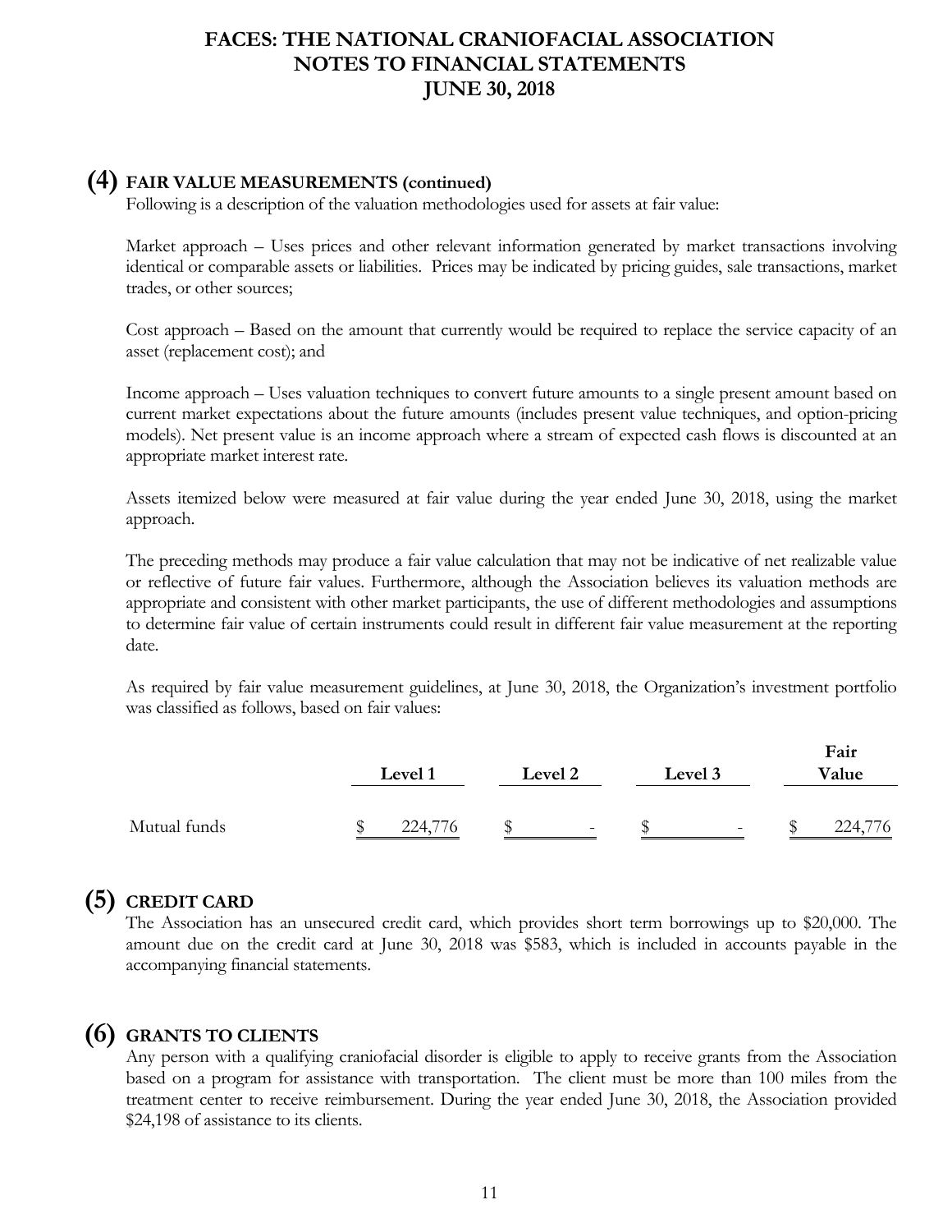## (4) FAIR VALUE MEASUREMENTS (continued)

Following is a description of the valuation methodologies used for assets at fair value:

Market approach – Uses prices and other relevant information generated by market transactions involving identical or comparable assets or liabilities. Prices may be indicated by pricing guides, sale transactions, market trades, or other sources;

Cost approach – Based on the amount that currently would be required to replace the service capacity of an asset (replacement cost); and

Income approach – Uses valuation techniques to convert future amounts to a single present amount based on current market expectations about the future amounts (includes present value techniques, and option-pricing models). Net present value is an income approach where a stream of expected cash flows is discounted at an appropriate market interest rate.

Assets itemized below were measured at fair value during the year ended June 30, 2018, using the market approach.

The preceding methods may produce a fair value calculation that may not be indicative of net realizable value or reflective of future fair values. Furthermore, although the Association believes its valuation methods are appropriate and consistent with other market participants, the use of different methodologies and assumptions to determine fair value of certain instruments could result in different fair value measurement at the reporting date.

As required by fair value measurement guidelines, at June 30, 2018, the Organization's investment portfolio was classified as follows, based on fair values:

| | Level 1 | Level 2 | Level 3 | Fair Value |
|---|---|---|---|---|
| Mutual funds | $ 224,776 | $ - | $ - | $ 224,776 |

## (5) CREDIT CARD

The Association has an unsecured credit card, which provides short term borrowings up to $20,000. The amount due on the credit card at June 30, 2018 was $583, which is included in accounts payable in the accompanying financial statements.

## (6) GRANTS TO CLIENTS

Any person with a qualifying craniofacial disorder is eligible to apply to receive grants from the Association based on a program for assistance with transportation. The client must be more than 100 miles from the treatment center to receive reimbursement. During the year ended June 30, 2018, the Association provided $24,198 of assistance to its clients.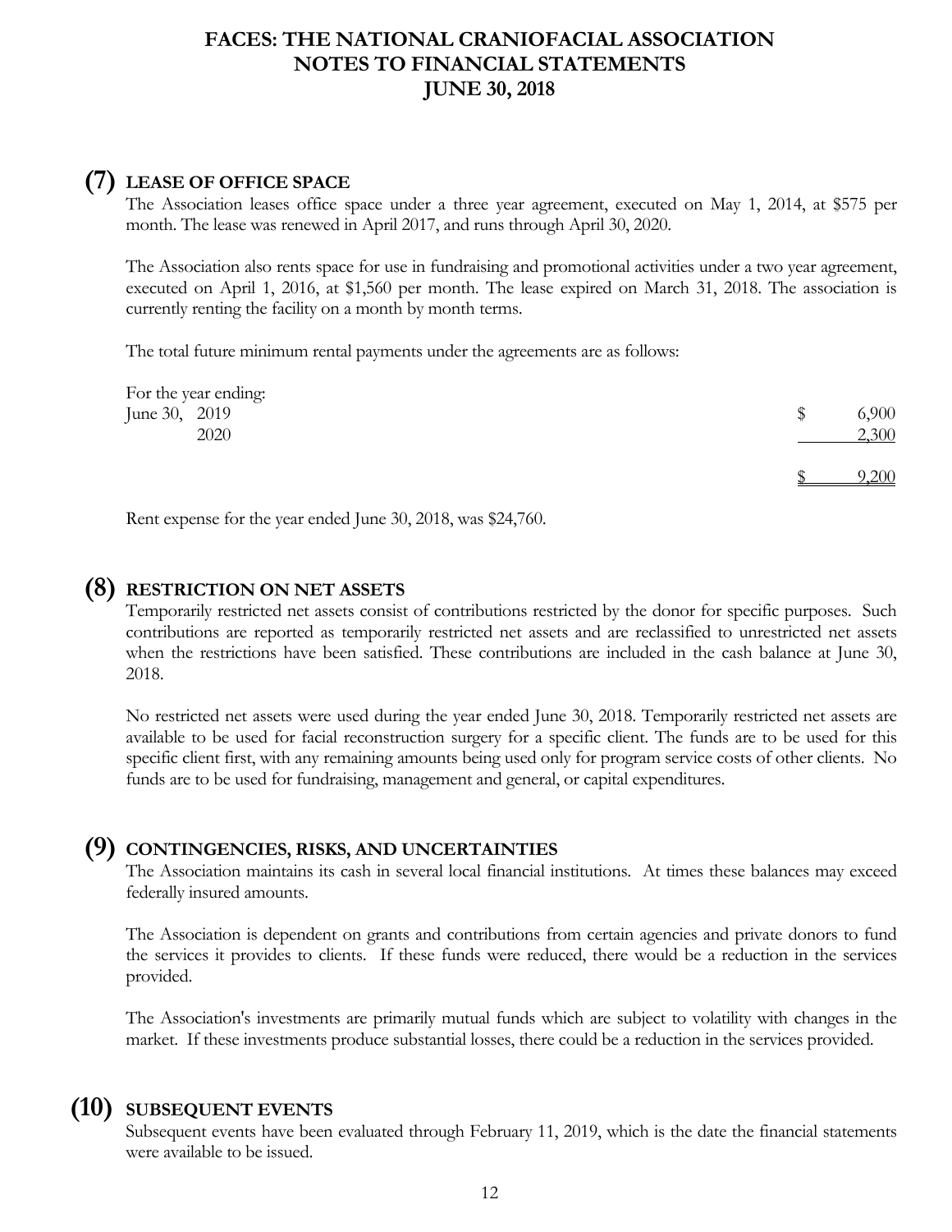# FACES: THE NATIONAL CRANIOFACIAL ASSOCIATION
# NOTES TO FINANCIAL STATEMENTS
# JUNE 30, 2018

## (7) LEASE OF OFFICE SPACE

The Association leases office space under a three year agreement, executed on May 1, 2014, at $575 per month. The lease was renewed in April 2017, and runs through April 30, 2020.

The Association also rents space for use in fundraising and promotional activities under a two year agreement, executed on April 1, 2016, at $1,560 per month. The lease expired on March 31, 2018. The association is currently renting the facility on a month by month terms.

The total future minimum rental payments under the agreements are as follows:

| | |
|---|---|
| For the year ending: | |
| June 30, 2019 | $ 6,900 |
| 2020 | 2,300 |
| | $ 9,200 |

Rent expense for the year ended June 30, 2018, was $24,760.

## (8) RESTRICTION ON NET ASSETS

Temporarily restricted net assets consist of contributions restricted by the donor for specific purposes. Such contributions are reported as temporarily restricted net assets and are reclassified to unrestricted net assets when the restrictions have been satisfied. These contributions are included in the cash balance at June 30, 2018.

No restricted net assets were used during the year ended June 30, 2018. Temporarily restricted net assets are available to be used for facial reconstruction surgery for a specific client. The funds are to be used for this specific client first, with any remaining amounts being used only for program service costs of other clients. No funds are to be used for fundraising, management and general, or capital expenditures.

## (9) CONTINGENCIES, RISKS, AND UNCERTAINTIES

The Association maintains its cash in several local financial institutions. At times these balances may exceed federally insured amounts.

The Association is dependent on grants and contributions from certain agencies and private donors to fund the services it provides to clients. If these funds were reduced, there would be a reduction in the services provided.

The Association's investments are primarily mutual funds which are subject to volatility with changes in the market. If these investments produce substantial losses, there could be a reduction in the services provided.

## (10) SUBSEQUENT EVENTS

Subsequent events have been evaluated through February 11, 2019, which is the date the financial statements were available to be issued.